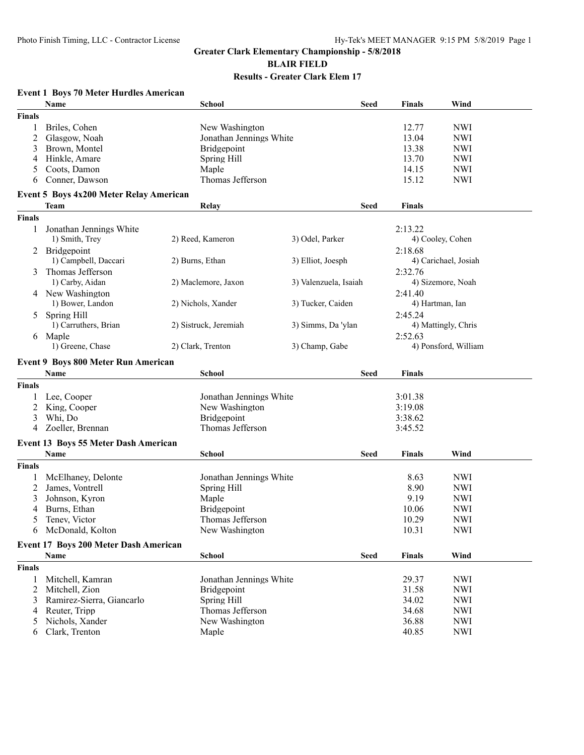## Greater Clark Elementary Championship - 5/8/2018

### BLAIR FIELD

### Results - Greater Clark Elem 17

#### Event 1 Boys 70 Meter Hurdles American

| | Name | School | Seed | Finals | Wind |
|---|---|---|---|---|---|
| **Finals** | | | | | |
| 1 | Briles, Cohen | New Washington | | 12.77 | NWI |
| 2 | Glasgow, Noah | Jonathan Jennings White | | 13.04 | NWI |
| 3 | Brown, Montel | Bridgepoint | | 13.38 | NWI |
| 4 | Hinkle, Amare | Spring Hill | | 13.70 | NWI |
| 5 | Coots, Damon | Maple | | 14.15 | NWI |
| 6 | Conner, Dawson | Thomas Jefferson | | 15.12 | NWI |

#### Event 5 Boys 4x200 Meter Relay American

| | Team | Relay | | Seed | Finals |
|---|---|---|---|---|---|
| **Finals** | | | | | |
| 1 | Jonathan Jennings White | | | | 2:13.22 |
| | 1) Smith, Trey | 2) Reed, Kameron | 3) Odel, Parker | | 4) Cooley, Cohen |
| 2 | Bridgepoint | | | | 2:18.68 |
| | 1) Campbell, Daccari | 2) Burns, Ethan | 3) Elliot, Joesph | | 4) Carichael, Josiah |
| 3 | Thomas Jefferson | | | | 2:32.76 |
| | 1) Carby, Aidan | 2) Maclemore, Jaxon | 3) Valenzuela, Isaiah | | 4) Sizemore, Noah |
| 4 | New Washington | | | | 2:41.40 |
| | 1) Bower, Landon | 2) Nichols, Xander | 3) Tucker, Caiden | | 4) Hartman, Ian |
| 5 | Spring Hill | | | | 2:45.24 |
| | 1) Carruthers, Brian | 2) Sistruck, Jeremiah | 3) Simms, Da 'ylan | | 4) Mattingly, Chris |
| 6 | Maple | | | | 2:52.63 |
| | 1) Greene, Chase | 2) Clark, Trenton | 3) Champ, Gabe | | 4) Ponsford, William |

#### Event 9 Boys 800 Meter Run American

| | Name | School | Seed | Finals |
|---|---|---|---|---|
| **Finals** | | | | |
| 1 | Lee, Cooper | Jonathan Jennings White | | 3:01.38 |
| 2 | King, Cooper | New Washington | | 3:19.08 |
| 3 | Whi, Do | Bridgepoint | | 3:38.62 |
| 4 | Zoeller, Brennan | Thomas Jefferson | | 3:45.52 |

#### Event 13 Boys 55 Meter Dash American

| | Name | School | Seed | Finals | Wind |
|---|---|---|---|---|---|
| **Finals** | | | | | |
| 1 | McElhaney, Delonte | Jonathan Jennings White | | 8.63 | NWI |
| 2 | James, Vontrell | Spring Hill | | 8.90 | NWI |
| 3 | Johnson, Kyron | Maple | | 9.19 | NWI |
| 4 | Burns, Ethan | Bridgepoint | | 10.06 | NWI |
| 5 | Tenev, Victor | Thomas Jefferson | | 10.29 | NWI |
| 6 | McDonald, Kolton | New Washington | | 10.31 | NWI |

#### Event 17 Boys 200 Meter Dash American

| | Name | School | Seed | Finals | Wind |
|---|---|---|---|---|---|
| **Finals** | | | | | |
| 1 | Mitchell, Kamran | Jonathan Jennings White | | 29.37 | NWI |
| 2 | Mitchell, Zion | Bridgepoint | | 31.58 | NWI |
| 3 | Ramirez-Sierra, Giancarlo | Spring Hill | | 34.02 | NWI |
| 4 | Reuter, Tripp | Thomas Jefferson | | 34.68 | NWI |
| 5 | Nichols, Xander | New Washington | | 36.88 | NWI |
| 6 | Clark, Trenton | Maple | | 40.85 | NWI |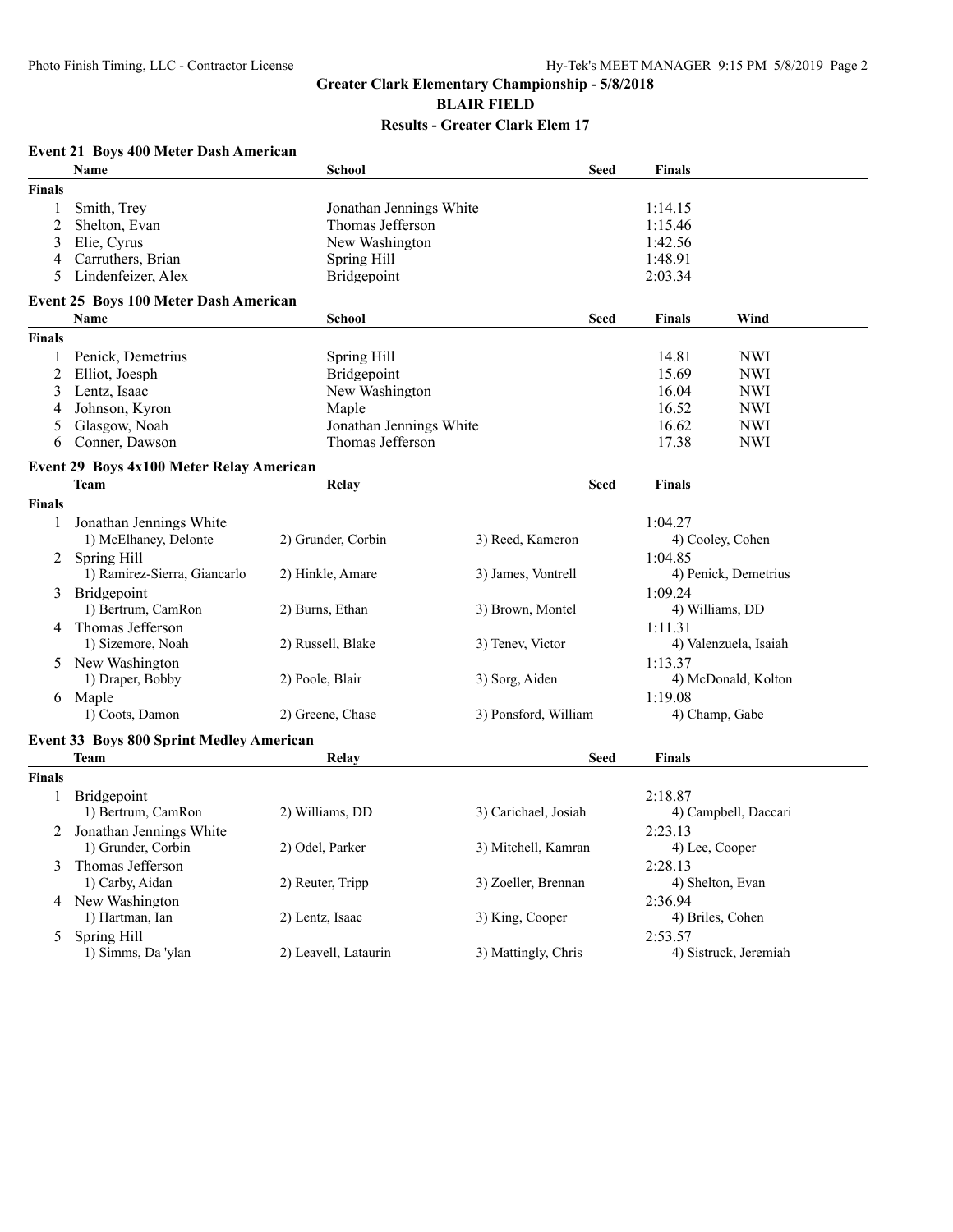## Greater Clark Elementary Championship - 5/8/2018

**BLAIR FIELD**

**Results - Greater Clark Elem 17**

### Event 21 Boys 400 Meter Dash American

| | Name | School | Seed | Finals |
|---|---|---|---|---|
| **Finals** | | | | |
| 1 | Smith, Trey | Jonathan Jennings White | | 1:14.15 |
| 2 | Shelton, Evan | Thomas Jefferson | | 1:15.46 |
| 3 | Elie, Cyrus | New Washington | | 1:42.56 |
| 4 | Carruthers, Brian | Spring Hill | | 1:48.91 |
| 5 | Lindenfeizer, Alex | Bridgepoint | | 2:03.34 |

### Event 25 Boys 100 Meter Dash American

| | Name | School | Seed | Finals | Wind |
|---|---|---|---|---|---|
| **Finals** | | | | | |
| 1 | Penick, Demetrius | Spring Hill | | 14.81 | NWI |
| 2 | Elliot, Joesph | Bridgepoint | | 15.69 | NWI |
| 3 | Lentz, Isaac | New Washington | | 16.04 | NWI |
| 4 | Johnson, Kyron | Maple | | 16.52 | NWI |
| 5 | Glasgow, Noah | Jonathan Jennings White | | 16.62 | NWI |
| 6 | Conner, Dawson | Thomas Jefferson | | 17.38 | NWI |

### Event 29 Boys 4x100 Meter Relay American

| | Team | Relay | Seed | Finals |
|---|---|---|---|---|
| **Finals** | | | | |
| 1 | Jonathan Jennings White | | | 1:04.27 |
| | 1) McElhaney, Delonte | 2) Grunder, Corbin | 3) Reed, Kameron | 4) Cooley, Cohen |
| 2 | Spring Hill | | | 1:04.85 |
| | 1) Ramirez-Sierra, Giancarlo | 2) Hinkle, Amare | 3) James, Vontrell | 4) Penick, Demetrius |
| 3 | Bridgepoint | | | 1:09.24 |
| | 1) Bertrum, CamRon | 2) Burns, Ethan | 3) Brown, Montel | 4) Williams, DD |
| 4 | Thomas Jefferson | | | 1:11.31 |
| | 1) Sizemore, Noah | 2) Russell, Blake | 3) Tenev, Victor | 4) Valenzuela, Isaiah |
| 5 | New Washington | | | 1:13.37 |
| | 1) Draper, Bobby | 2) Poole, Blair | 3) Sorg, Aiden | 4) McDonald, Kolton |
| 6 | Maple | | | 1:19.08 |
| | 1) Coots, Damon | 2) Greene, Chase | 3) Ponsford, William | 4) Champ, Gabe |

### Event 33 Boys 800 Sprint Medley American

| | Team | Relay | Seed | Finals |
|---|---|---|---|---|
| **Finals** | | | | |
| 1 | Bridgepoint | | | 2:18.87 |
| | 1) Bertrum, CamRon | 2) Williams, DD | 3) Carichael, Josiah | 4) Campbell, Daccari |
| 2 | Jonathan Jennings White | | | 2:23.13 |
| | 1) Grunder, Corbin | 2) Odel, Parker | 3) Mitchell, Kamran | 4) Lee, Cooper |
| 3 | Thomas Jefferson | | | 2:28.13 |
| | 1) Carby, Aidan | 2) Reuter, Tripp | 3) Zoeller, Brennan | 4) Shelton, Evan |
| 4 | New Washington | | | 2:36.94 |
| | 1) Hartman, Ian | 2) Lentz, Isaac | 3) King, Cooper | 4) Briles, Cohen |
| 5 | Spring Hill | | | 2:53.57 |
| | 1) Simms, Da 'ylan | 2) Leavell, Lataurin | 3) Mattingly, Chris | 4) Sistruck, Jeremiah |